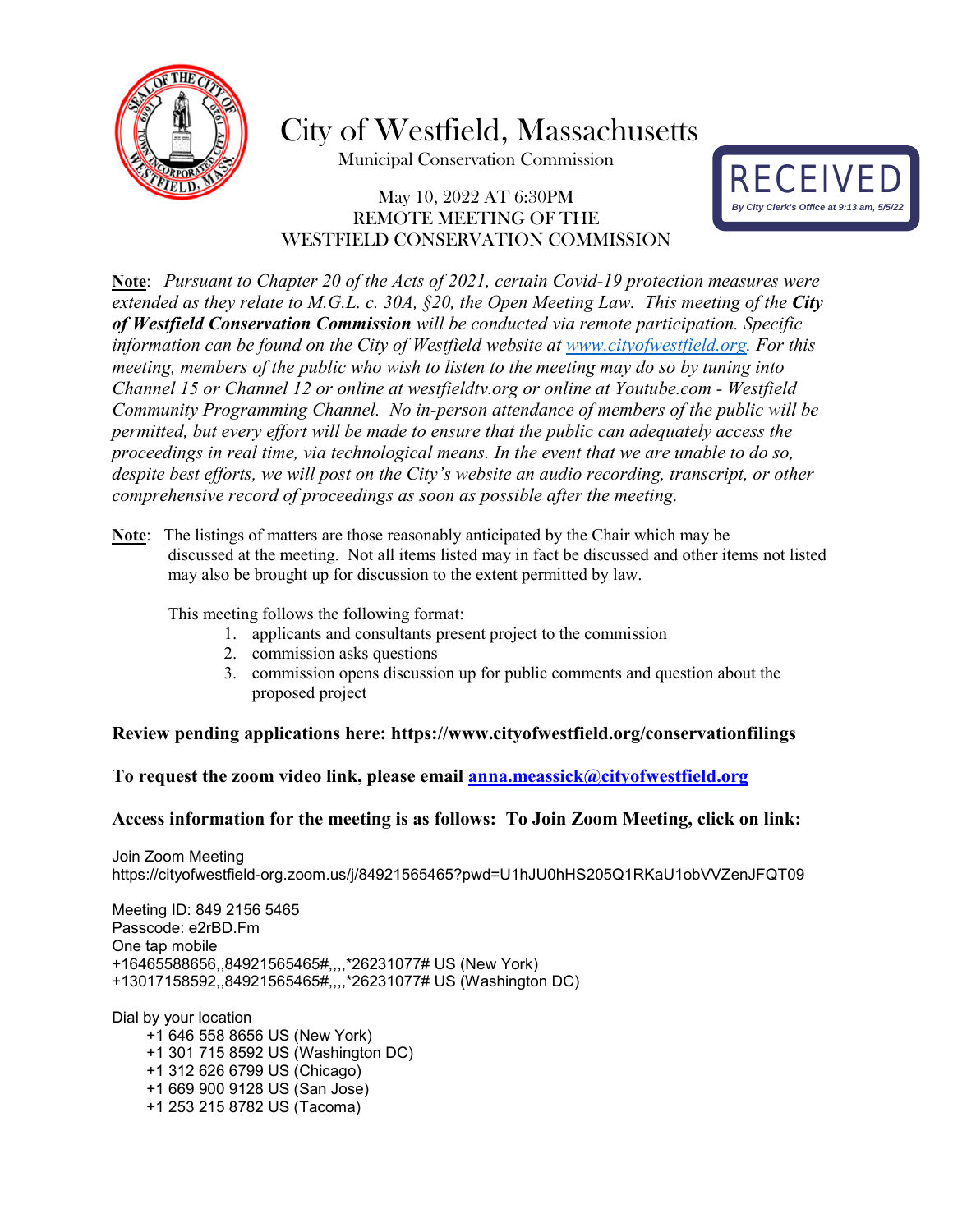# City of Westfield, Massachusetts

Municipal Conservation Commission

RECEIVED
*By City Clerk's Office at 9:13 am, 5/5/22*

May 10, 2022 AT 6:30PM
REMOTE MEETING OF THE
WESTFIELD CONSERVATION COMMISSION

**Note**: *Pursuant to Chapter 20 of the Acts of 2021, certain Covid-19 protection measures were extended as they relate to M.G.L. c. 30A, §20, the Open Meeting Law. This meeting of the **City of Westfield Conservation Commission** will be conducted via remote participation. Specific information can be found on the City of Westfield website at [www.cityofwestfield.org](www.cityofwestfield.org). For this meeting, members of the public who wish to listen to the meeting may do so by tuning into Channel 15 or Channel 12 or online at westfieldtv.org or online at Youtube.com - Westfield Community Programming Channel. No in-person attendance of members of the public will be permitted, but every effort will be made to ensure that the public can adequately access the proceedings in real time, via technological means. In the event that we are unable to do so, despite best efforts, we will post on the City's website an audio recording, transcript, or other comprehensive record of proceedings as soon as possible after the meeting.*

**Note**: The listings of matters are those reasonably anticipated by the Chair which may be discussed at the meeting. Not all items listed may in fact be discussed and other items not listed may also be brought up for discussion to the extent permitted by law.

This meeting follows the following format:

1. applicants and consultants present project to the commission
2. commission asks questions
3. commission opens discussion up for public comments and question about the proposed project

**Review pending applications here: https://www.cityofwestfield.org/conservationfilings**

**To request the zoom video link, please email [anna.meassick@cityofwestfield.org](mailto:anna.meassick@cityofwestfield.org)**

**Access information for the meeting is as follows: To Join Zoom Meeting, click on link:**

Join Zoom Meeting
https://cityofwestfield-org.zoom.us/j/84921565465?pwd=U1hJU0hHS205Q1RKaU1obVVZenJFQT09

Meeting ID: 849 2156 5465
Passcode: e2rBD.Fm
One tap mobile
+16465588656,,84921565465#,,,,*26231077# US (New York)
+13017158592,,84921565465#,,,,*26231077# US (Washington DC)

Dial by your location
+1 646 558 8656 US (New York)
+1 301 715 8592 US (Washington DC)
+1 312 626 6799 US (Chicago)
+1 669 900 9128 US (San Jose)
+1 253 215 8782 US (Tacoma)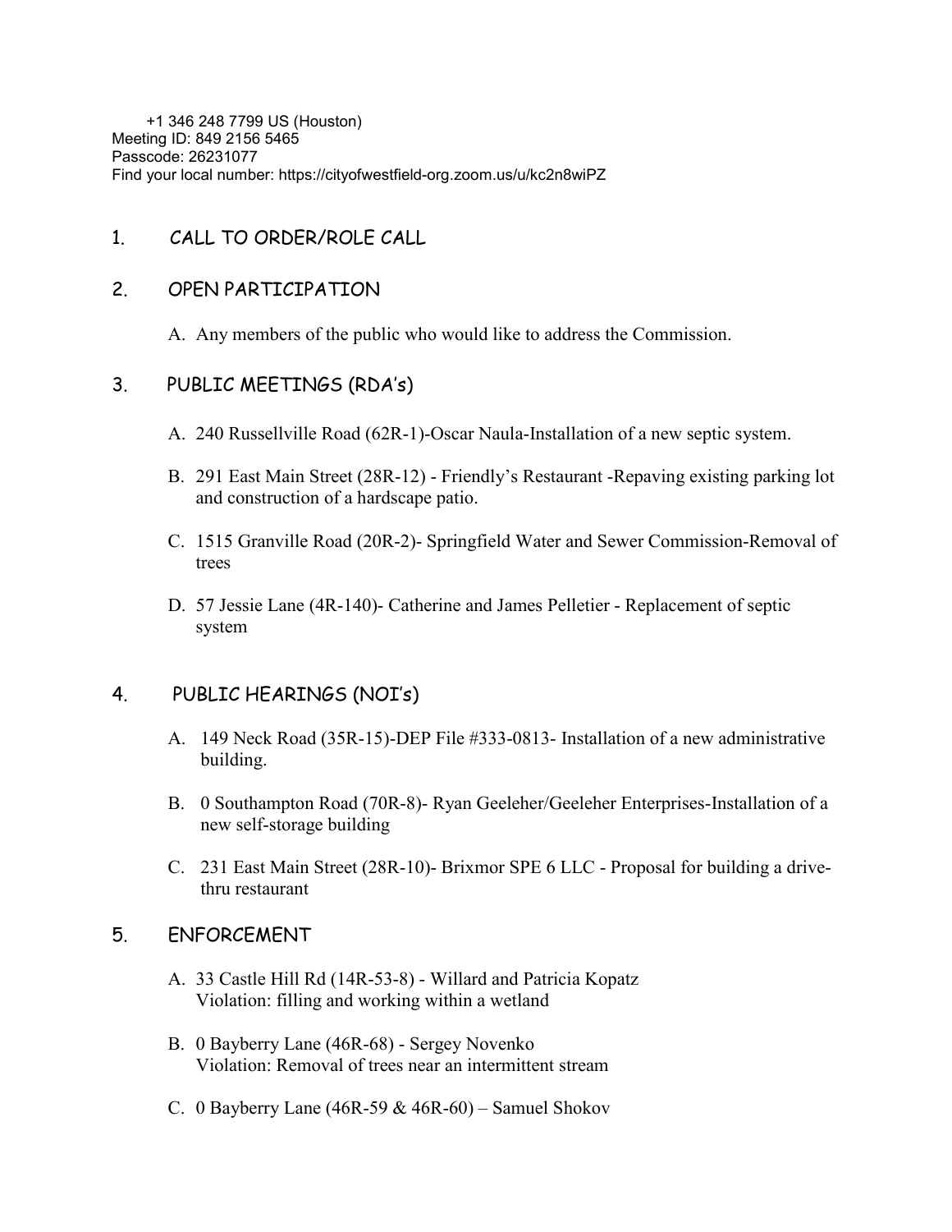+1 346 248 7799 US (Houston)
Meeting ID: 849 2156 5465
Passcode: 26231077
Find your local number: https://cityofwestfield-org.zoom.us/u/kc2n8wiPZ

## 1. CALL TO ORDER/ROLE CALL

## 2. OPEN PARTICIPATION

A. Any members of the public who would like to address the Commission.

## 3. PUBLIC MEETINGS (RDA's)

A. 240 Russellville Road (62R-1)-Oscar Naula-Installation of a new septic system.

B. 291 East Main Street (28R-12) - Friendly's Restaurant -Repaving existing parking lot and construction of a hardscape patio.

C. 1515 Granville Road (20R-2)- Springfield Water and Sewer Commission-Removal of trees

D. 57 Jessie Lane (4R-140)- Catherine and James Pelletier - Replacement of septic system

## 4. PUBLIC HEARINGS (NOI's)

A. 149 Neck Road (35R-15)-DEP File #333-0813- Installation of a new administrative building.

B. 0 Southampton Road (70R-8)- Ryan Geeleher/Geeleher Enterprises-Installation of a new self-storage building

C. 231 East Main Street (28R-10)- Brixmor SPE 6 LLC - Proposal for building a drive-thru restaurant

## 5. ENFORCEMENT

A. 33 Castle Hill Rd (14R-53-8) - Willard and Patricia Kopatz
Violation: filling and working within a wetland

B. 0 Bayberry Lane (46R-68) - Sergey Novenko
Violation: Removal of trees near an intermittent stream

C. 0 Bayberry Lane (46R-59 & 46R-60) – Samuel Shokov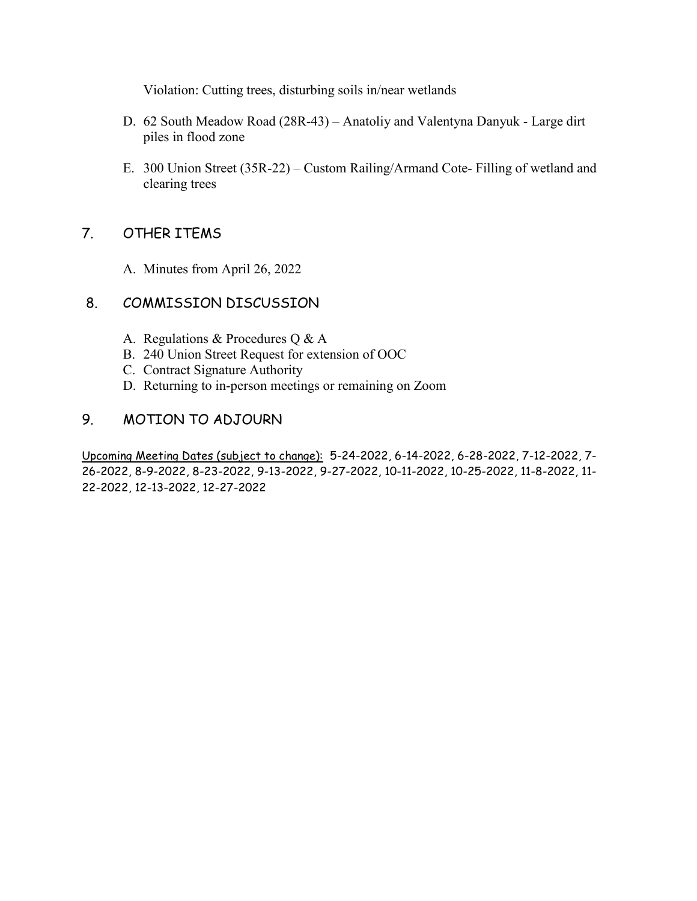Violation: Cutting trees, disturbing soils in/near wetlands

D. 62 South Meadow Road (28R-43) – Anatoliy and Valentyna Danyuk - Large dirt piles in flood zone

E. 300 Union Street (35R-22) – Custom Railing/Armand Cote- Filling of wetland and clearing trees

## 7. OTHER ITEMS

A. Minutes from April 26, 2022

## 8. COMMISSION DISCUSSION

A. Regulations & Procedures Q & A
B. 240 Union Street Request for extension of OOC
C. Contract Signature Authority
D. Returning to in-person meetings or remaining on Zoom

## 9. MOTION TO ADJOURN

Upcoming Meeting Dates (subject to change): 5-24-2022, 6-14-2022, 6-28-2022, 7-12-2022, 7-26-2022, 8-9-2022, 8-23-2022, 9-13-2022, 9-27-2022, 10-11-2022, 10-25-2022, 11-8-2022, 11-22-2022, 12-13-2022, 12-27-2022